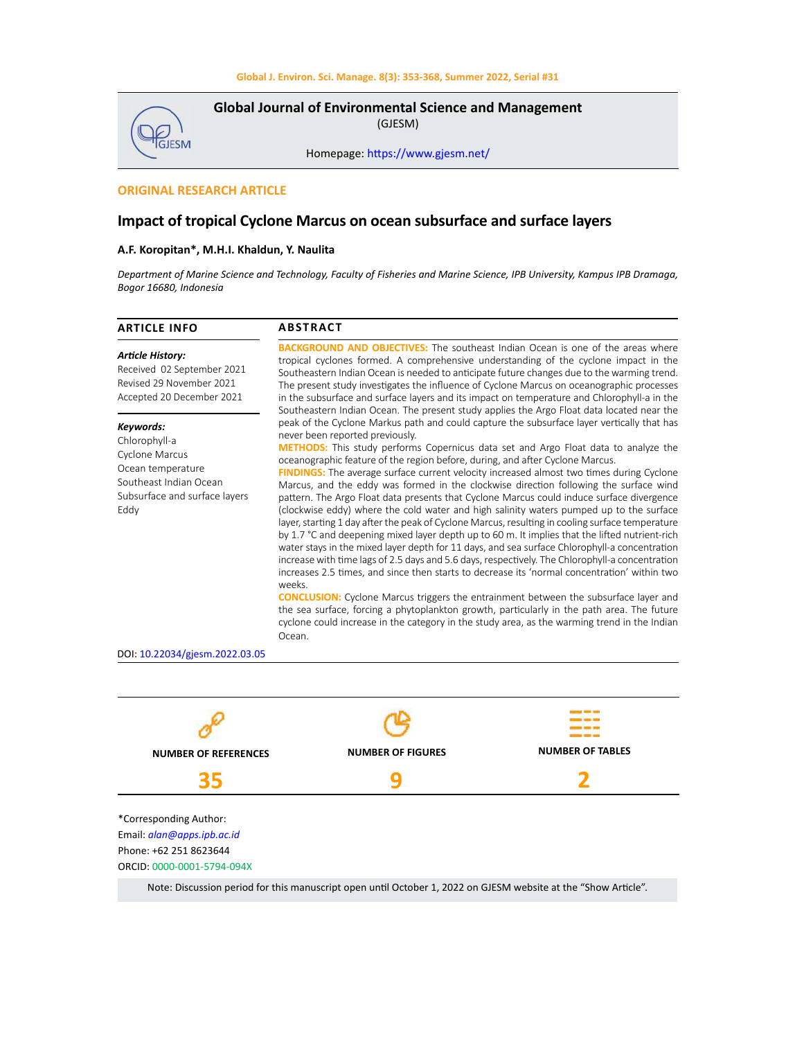**Global Journal of Environmental Science and Management**
(GJESM)

Homepage: https://www.gjesm.net/

ORIGINAL RESEARCH ARTICLE

# Impact of tropical Cyclone Marcus on ocean subsurface and surface layers

**A.F. Koropitan*, M.H.I. Khaldun, Y. Naulita**

*Department of Marine Science and Technology, Faculty of Fisheries and Marine Science, IPB University, Kampus IPB Dramaga, Bogor 16680, Indonesia*

## ARTICLE INFO

***Article History:***
Received 02 September 2021
Revised 29 November 2021
Accepted 20 December 2021

***Keywords:***
Chlorophyll-a
Cyclone Marcus
Ocean temperature
Southeast Indian Ocean
Subsurface and surface layers
Eddy

## ABSTRACT

**BACKGROUND AND OBJECTIVES:** The southeast Indian Ocean is one of the areas where tropical cyclones formed. A comprehensive understanding of the cyclone impact in the Southeastern Indian Ocean is needed to anticipate future changes due to the warming trend. The present study investigates the influence of Cyclone Marcus on oceanographic processes in the subsurface and surface layers and its impact on temperature and Chlorophyll-a in the Southeastern Indian Ocean. The present study applies the Argo Float data located near the peak of the Cyclone Markus path and could capture the subsurface layer vertically that has never been reported previously.

**METHODS:** This study performs Copernicus data set and Argo Float data to analyze the oceanographic feature of the region before, during, and after Cyclone Marcus.

**FINDINGS:** The average surface current velocity increased almost two times during Cyclone Marcus, and the eddy was formed in the clockwise direction following the surface wind pattern. The Argo Float data presents that Cyclone Marcus could induce surface divergence (clockwise eddy) where the cold water and high salinity waters pumped up to the surface layer, starting 1 day after the peak of Cyclone Marcus, resulting in cooling surface temperature by 1.7 °C and deepening mixed layer depth up to 60 m. It implies that the lifted nutrient-rich water stays in the mixed layer depth for 11 days, and sea surface Chlorophyll-a concentration increase with time lags of 2.5 days and 5.6 days, respectively. The Chlorophyll-a concentration increases 2.5 times, and since then starts to decrease its 'normal concentration' within two weeks.

**CONCLUSION:** Cyclone Marcus triggers the entrainment between the subsurface layer and the sea surface, forcing a phytoplankton growth, particularly in the path area. The future cyclone could increase in the category in the study area, as the warming trend in the Indian Ocean.

DOI: 10.22034/gjesm.2022.03.05

| NUMBER OF REFERENCES | NUMBER OF FIGURES | NUMBER OF TABLES |
|---|---|---|
| 35 | 9 | 2 |

*Corresponding Author:
Email: *alan@apps.ipb.ac.id*
Phone: +62 251 8623644
ORCID: 0000-0001-5794-094X

Note: Discussion period for this manuscript open until October 1, 2022 on GJESM website at the "Show Article".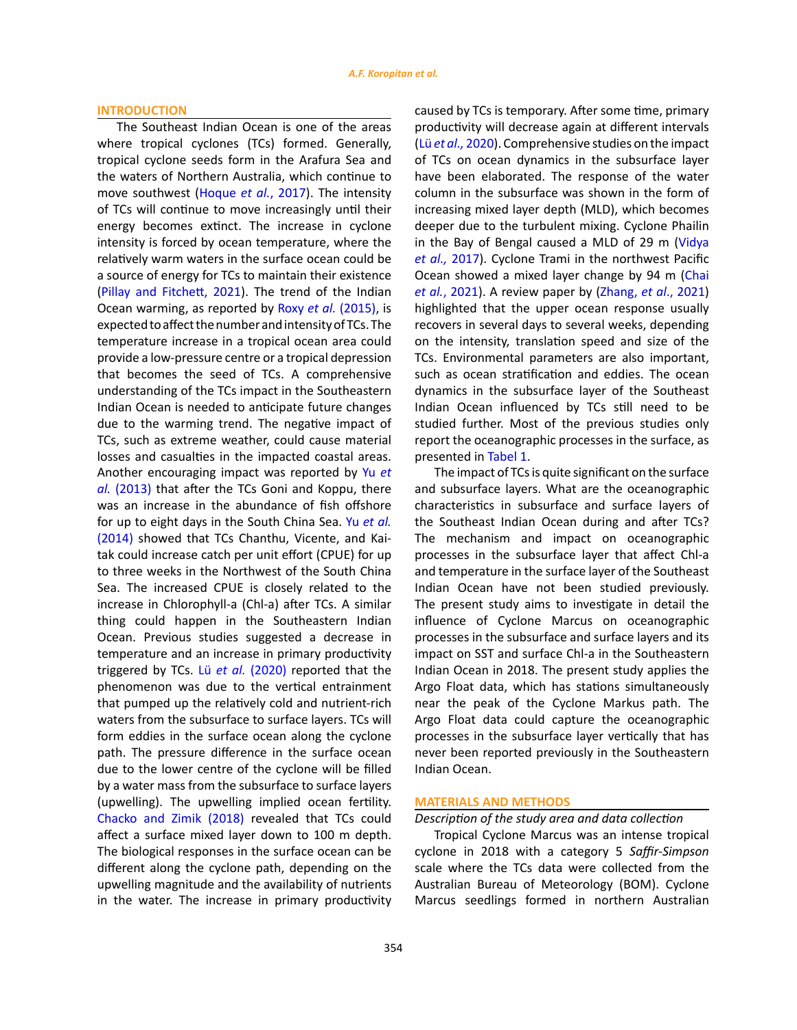## INTRODUCTION

The Southeast Indian Ocean is one of the areas where tropical cyclones (TCs) formed. Generally, tropical cyclone seeds form in the Arafura Sea and the waters of Northern Australia, which continue to move southwest (Hoque *et al.*, 2017). The intensity of TCs will continue to move increasingly until their energy becomes extinct. The increase in cyclone intensity is forced by ocean temperature, where the relatively warm waters in the surface ocean could be a source of energy for TCs to maintain their existence (Pillay and Fitchett, 2021). The trend of the Indian Ocean warming, as reported by Roxy *et al.* (2015), is expected to affect the number and intensity of TCs. The temperature increase in a tropical ocean area could provide a low-pressure centre or a tropical depression that becomes the seed of TCs. A comprehensive understanding of the TCs impact in the Southeastern Indian Ocean is needed to anticipate future changes due to the warming trend. The negative impact of TCs, such as extreme weather, could cause material losses and casualties in the impacted coastal areas. Another encouraging impact was reported by Yu *et al.* (2013) that after the TCs Goni and Koppu, there was an increase in the abundance of fish offshore for up to eight days in the South China Sea. Yu *et al.* (2014) showed that TCs Chanthu, Vicente, and Kai-tak could increase catch per unit effort (CPUE) for up to three weeks in the Northwest of the South China Sea. The increased CPUE is closely related to the increase in Chlorophyll-a (Chl-a) after TCs. A similar thing could happen in the Southeastern Indian Ocean. Previous studies suggested a decrease in temperature and an increase in primary productivity triggered by TCs. Lü *et al.* (2020) reported that the phenomenon was due to the vertical entrainment that pumped up the relatively cold and nutrient-rich waters from the subsurface to surface layers. TCs will form eddies in the surface ocean along the cyclone path. The pressure difference in the surface ocean due to the lower centre of the cyclone will be filled by a water mass from the subsurface to surface layers (upwelling). The upwelling implied ocean fertility. Chacko and Zimik (2018) revealed that TCs could affect a surface mixed layer down to 100 m depth. The biological responses in the surface ocean can be different along the cyclone path, depending on the upwelling magnitude and the availability of nutrients in the water. The increase in primary productivity caused by TCs is temporary. After some time, primary productivity will decrease again at different intervals (Lü *et al.,* 2020). Comprehensive studies on the impact of TCs on ocean dynamics in the subsurface layer have been elaborated. The response of the water column in the subsurface was shown in the form of increasing mixed layer depth (MLD), which becomes deeper due to the turbulent mixing. Cyclone Phailin in the Bay of Bengal caused a MLD of 29 m (Vidya *et al.,* 2017). Cyclone Trami in the northwest Pacific Ocean showed a mixed layer change by 94 m (Chai *et al.*, 2021). A review paper by (Zhang, *et al*., 2021) highlighted that the upper ocean response usually recovers in several days to several weeks, depending on the intensity, translation speed and size of the TCs. Environmental parameters are also important, such as ocean stratification and eddies. The ocean dynamics in the subsurface layer of the Southeast Indian Ocean influenced by TCs still need to be studied further. Most of the previous studies only report the oceanographic processes in the surface, as presented in Tabel 1.

The impact of TCs is quite significant on the surface and subsurface layers. What are the oceanographic characteristics in subsurface and surface layers of the Southeast Indian Ocean during and after TCs? The mechanism and impact on oceanographic processes in the subsurface layer that affect Chl-a and temperature in the surface layer of the Southeast Indian Ocean have not been studied previously. The present study aims to investigate in detail the influence of Cyclone Marcus on oceanographic processes in the subsurface and surface layers and its impact on SST and surface Chl-a in the Southeastern Indian Ocean in 2018. The present study applies the Argo Float data, which has stations simultaneously near the peak of the Cyclone Markus path. The Argo Float data could capture the oceanographic processes in the subsurface layer vertically that has never been reported previously in the Southeastern Indian Ocean.

## MATERIALS AND METHODS

### *Description of the study area and data collection*

Tropical Cyclone Marcus was an intense tropical cyclone in 2018 with a category 5 *Saffir-Simpson* scale where the TCs data were collected from the Australian Bureau of Meteorology (BOM). Cyclone Marcus seedlings formed in northern Australian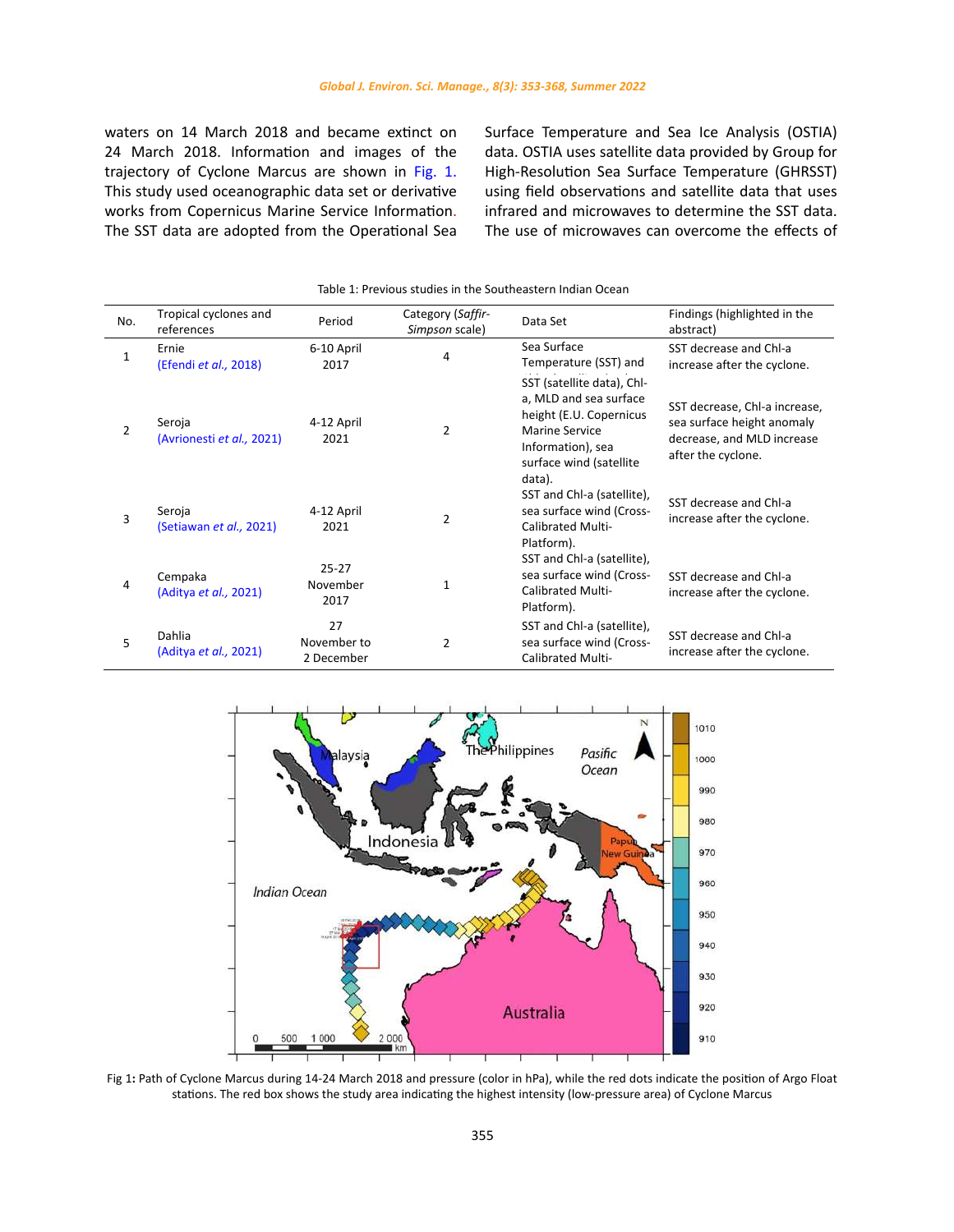waters on 14 March 2018 and became extinct on 24 March 2018. Information and images of the trajectory of Cyclone Marcus are shown in Fig. 1. This study used oceanographic data set or derivative works from Copernicus Marine Service Information. The SST data are adopted from the Operational Sea Surface Temperature and Sea Ice Analysis (OSTIA) data. OSTIA uses satellite data provided by Group for High-Resolution Sea Surface Temperature (GHRSST) using field observations and satellite data that uses infrared and microwaves to determine the SST data. The use of microwaves can overcome the effects of

Table 1: Previous studies in the Southeastern Indian Ocean

| No. | Tropical cyclones and references | Period | Category (*Saffir-Simpson* scale) | Data Set | Findings (highlighted in the abstract) |
|---|---|---|---|---|---|
| 1 | Ernie (Efendi *et al.,* 2018) | 6-10 April 2017 | 4 | Sea Surface Temperature (SST) and | SST decrease and Chl-a increase after the cyclone. |
| 2 | Seroja (Avrionesti *et al.,* 2021) | 4-12 April 2021 | 2 | SST (satellite data), Chl-a, MLD and sea surface height (E.U. Copernicus Marine Service Information), sea surface wind (satellite data). | SST decrease, Chl-a increase, sea surface height anomaly decrease, and MLD increase after the cyclone. |
| 3 | Seroja (Setiawan *et al.,* 2021) | 4-12 April 2021 | 2 | SST and Chl-a (satellite), sea surface wind (Cross-Calibrated Multi-Platform). | SST decrease and Chl-a increase after the cyclone. |
| 4 | Cempaka (Aditya *et al.,* 2021) | 25-27 November 2017 | 1 | SST and Chl-a (satellite), sea surface wind (Cross-Calibrated Multi-Platform). | SST decrease and Chl-a increase after the cyclone. |
| 5 | Dahlia (Aditya *et al.,* 2021) | 27 November to 2 December | 2 | SST and Chl-a (satellite), sea surface wind (Cross-Calibrated Multi- | SST decrease and Chl-a increase after the cyclone. |

Fig 1: Path of Cyclone Marcus during 14-24 March 2018 and pressure (color in hPa), while the red dots indicate the position of Argo Float stations. The red box shows the study area indicating the highest intensity (low-pressure area) of Cyclone Marcus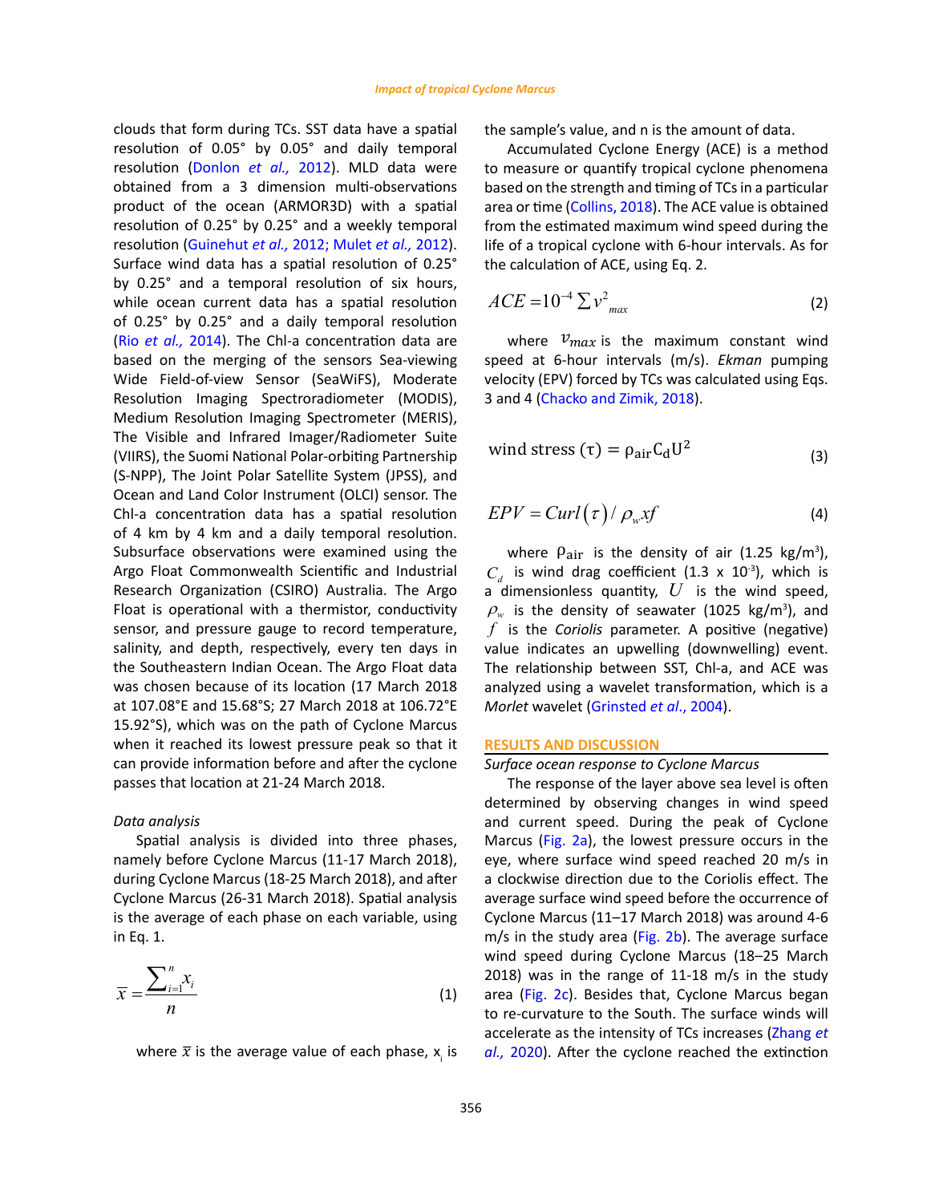clouds that form during TCs. SST data have a spatial resolution of 0.05° by 0.05° and daily temporal resolution (Donlon *et al.,* 2012). MLD data were obtained from a 3 dimension multi-observations product of the ocean (ARMOR3D) with a spatial resolution of 0.25° by 0.25° and a weekly temporal resolution (Guinehut *et al.,* 2012; Mulet *et al.,* 2012). Surface wind data has a spatial resolution of 0.25° by 0.25° and a temporal resolution of six hours, while ocean current data has a spatial resolution of 0.25° by 0.25° and a daily temporal resolution (Rio *et al.,* 2014). The Chl-a concentration data are based on the merging of the sensors Sea-viewing Wide Field-of-view Sensor (SeaWiFS), Moderate Resolution Imaging Spectroradiometer (MODIS), Medium Resolution Imaging Spectrometer (MERIS), The Visible and Infrared Imager/Radiometer Suite (VIIRS), the Suomi National Polar-orbiting Partnership (S-NPP), The Joint Polar Satellite System (JPSS), and Ocean and Land Color Instrument (OLCI) sensor. The Chl-a concentration data has a spatial resolution of 4 km by 4 km and a daily temporal resolution. Subsurface observations were examined using the Argo Float Commonwealth Scientific and Industrial Research Organization (CSIRO) Australia. The Argo Float is operational with a thermistor, conductivity sensor, and pressure gauge to record temperature, salinity, and depth, respectively, every ten days in the Southeastern Indian Ocean. The Argo Float data was chosen because of its location (17 March 2018 at 107.08°E and 15.68°S; 27 March 2018 at 106.72°E 15.92°S), which was on the path of Cyclone Marcus when it reached its lowest pressure peak so that it can provide information before and after the cyclone passes that location at 21-24 March 2018.

### *Data analysis*

Spatial analysis is divided into three phases, namely before Cyclone Marcus (11-17 March 2018), during Cyclone Marcus (18-25 March 2018), and after Cyclone Marcus (26-31 March 2018). Spatial analysis is the average of each phase on each variable, using in Eq. 1.

$$\bar{x} = \frac{\sum_{i=1}^{n} x_i}{n} \tag{1}$$

where $\bar{x}$ is the average value of each phase, $x_i$ is the sample's value, and n is the amount of data.

Accumulated Cyclone Energy (ACE) is a method to measure or quantify tropical cyclone phenomena based on the strength and timing of TCs in a particular area or time (Collins, 2018). The ACE value is obtained from the estimated maximum wind speed during the life of a tropical cyclone with 6-hour intervals. As for the calculation of ACE, using Eq. 2.

$$ACE = 10^{-4} \sum v_{max}^2 \tag{2}$$

where $v_{max}$ is the maximum constant wind speed at 6-hour intervals (m/s). *Ekman* pumping velocity (EPV) forced by TCs was calculated using Eqs. 3 and 4 (Chacko and Zimik, 2018).

$$\text{wind stress } (\tau) = \rho_{air} C_d U^2 \tag{3}$$

$$EPV = Curl(\tau) / \rho_w x f \tag{4}$$

where $\rho_{air}$ is the density of air (1.25 kg/m³), $C_d$ is wind drag coefficient (1.3 x $10^{-3}$), which is a dimensionless quantity, $U$ is the wind speed, $\rho_w$ is the density of seawater (1025 kg/m³), and $f$ is the *Coriolis* parameter. A positive (negative) value indicates an upwelling (downwelling) event. The relationship between SST, Chl-a, and ACE was analyzed using a wavelet transformation, which is a *Morlet* wavelet (Grinsted *et al*., 2004).

## RESULTS AND DISCUSSION

### *Surface ocean response to Cyclone Marcus*

The response of the layer above sea level is often determined by observing changes in wind speed and current speed. During the peak of Cyclone Marcus (Fig. 2a), the lowest pressure occurs in the eye, where surface wind speed reached 20 m/s in a clockwise direction due to the Coriolis effect. The average surface wind speed before the occurrence of Cyclone Marcus (11–17 March 2018) was around 4-6 m/s in the study area (Fig. 2b). The average surface wind speed during Cyclone Marcus (18–25 March 2018) was in the range of 11-18 m/s in the study area (Fig. 2c). Besides that, Cyclone Marcus began to re-curvature to the South. The surface winds will accelerate as the intensity of TCs increases (Zhang *et al.,* 2020). After the cyclone reached the extinction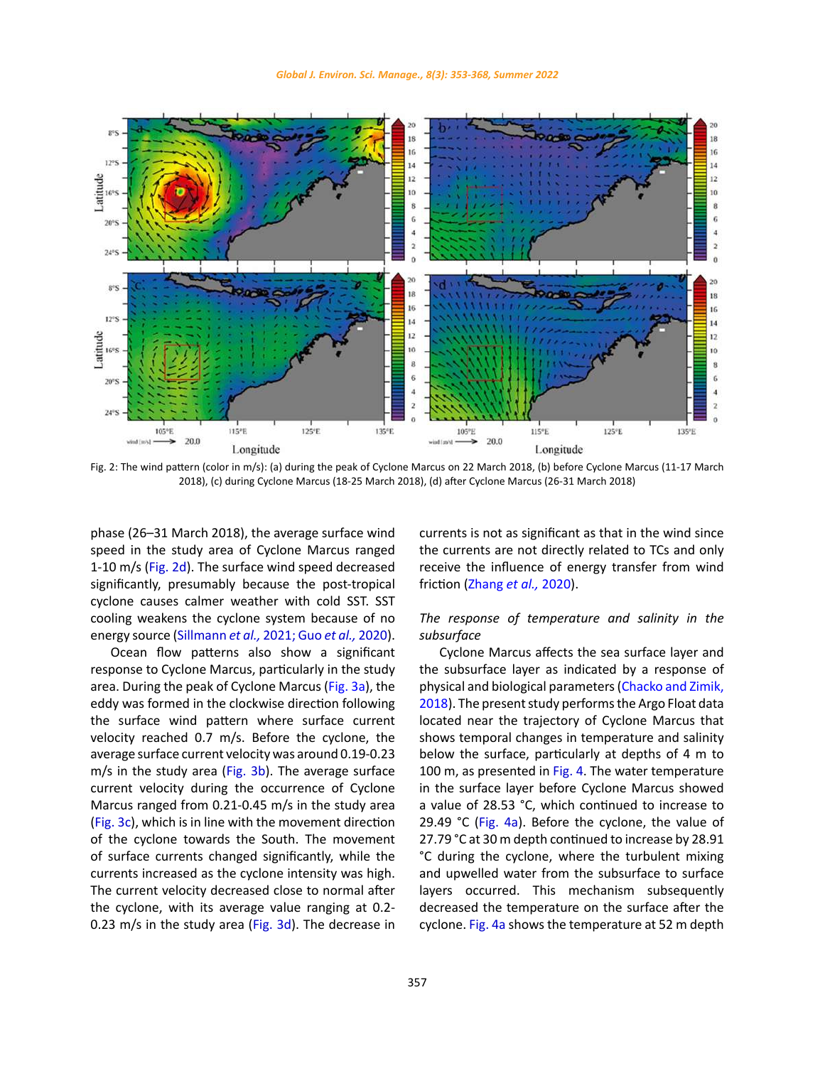Fig. 2: The wind pattern (color in m/s): (a) during the peak of Cyclone Marcus on 22 March 2018, (b) before Cyclone Marcus (11-17 March 2018), (c) during Cyclone Marcus (18-25 March 2018), (d) after Cyclone Marcus (26-31 March 2018)

phase (26–31 March 2018), the average surface wind speed in the study area of Cyclone Marcus ranged 1-10 m/s (Fig. 2d). The surface wind speed decreased significantly, presumably because the post-tropical cyclone causes calmer weather with cold SST. SST cooling weakens the cyclone system because of no energy source (Sillmann *et al.,* 2021; Guo *et al.,* 2020).

Ocean flow patterns also show a significant response to Cyclone Marcus, particularly in the study area. During the peak of Cyclone Marcus (Fig. 3a), the eddy was formed in the clockwise direction following the surface wind pattern where surface current velocity reached 0.7 m/s. Before the cyclone, the average surface current velocity was around 0.19-0.23 m/s in the study area (Fig. 3b). The average surface current velocity during the occurrence of Cyclone Marcus ranged from 0.21-0.45 m/s in the study area (Fig. 3c), which is in line with the movement direction of the cyclone towards the South. The movement of surface currents changed significantly, while the currents increased as the cyclone intensity was high. The current velocity decreased close to normal after the cyclone, with its average value ranging at 0.2-0.23 m/s in the study area (Fig. 3d). The decrease in currents is not as significant as that in the wind since the currents are not directly related to TCs and only receive the influence of energy transfer from wind friction (Zhang *et al.,* 2020).

### *The response of temperature and salinity in the subsurface*

Cyclone Marcus affects the sea surface layer and the subsurface layer as indicated by a response of physical and biological parameters (Chacko and Zimik, 2018). The present study performs the Argo Float data located near the trajectory of Cyclone Marcus that shows temporal changes in temperature and salinity below the surface, particularly at depths of 4 m to 100 m, as presented in Fig. 4. The water temperature in the surface layer before Cyclone Marcus showed a value of 28.53 °C, which continued to increase to 29.49 °C (Fig. 4a). Before the cyclone, the value of 27.79 °C at 30 m depth continued to increase by 28.91 °C during the cyclone, where the turbulent mixing and upwelled water from the subsurface to surface layers occurred. This mechanism subsequently decreased the temperature on the surface after the cyclone. Fig. 4a shows the temperature at 52 m depth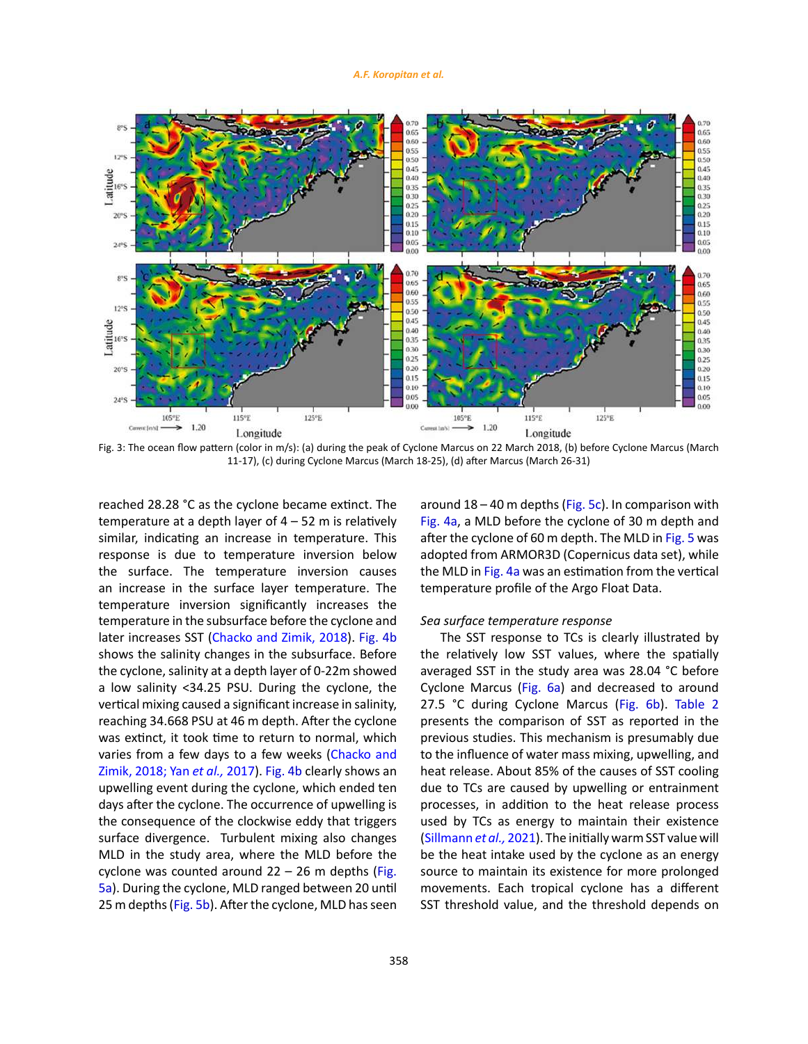Fig. 3: The ocean flow pattern (color in m/s): (a) during the peak of Cyclone Marcus on 22 March 2018, (b) before Cyclone Marcus (March 11-17), (c) during Cyclone Marcus (March 18-25), (d) after Marcus (March 26-31)

reached 28.28 °C as the cyclone became extinct. The temperature at a depth layer of 4 – 52 m is relatively similar, indicating an increase in temperature. This response is due to temperature inversion below the surface. The temperature inversion causes an increase in the surface layer temperature. The temperature inversion significantly increases the temperature in the subsurface before the cyclone and later increases SST (Chacko and Zimik, 2018). Fig. 4b shows the salinity changes in the subsurface. Before the cyclone, salinity at a depth layer of 0-22m showed a low salinity <34.25 PSU. During the cyclone, the vertical mixing caused a significant increase in salinity, reaching 34.668 PSU at 46 m depth. After the cyclone was extinct, it took time to return to normal, which varies from a few days to a few weeks (Chacko and Zimik, 2018; Yan *et al.,* 2017). Fig. 4b clearly shows an upwelling event during the cyclone, which ended ten days after the cyclone. The occurrence of upwelling is the consequence of the clockwise eddy that triggers surface divergence. Turbulent mixing also changes MLD in the study area, where the MLD before the cyclone was counted around 22 – 26 m depths (Fig. 5a). During the cyclone, MLD ranged between 20 until 25 m depths (Fig. 5b). After the cyclone, MLD has seen around 18 – 40 m depths (Fig. 5c). In comparison with Fig. 4a, a MLD before the cyclone of 30 m depth and after the cyclone of 60 m depth. The MLD in Fig. 5 was adopted from ARMOR3D (Copernicus data set), while the MLD in Fig. 4a was an estimation from the vertical temperature profile of the Argo Float Data.

*Sea surface temperature response*

The SST response to TCs is clearly illustrated by the relatively low SST values, where the spatially averaged SST in the study area was 28.04 °C before Cyclone Marcus (Fig. 6a) and decreased to around 27.5 °C during Cyclone Marcus (Fig. 6b). Table 2 presents the comparison of SST as reported in the previous studies. This mechanism is presumably due to the influence of water mass mixing, upwelling, and heat release. About 85% of the causes of SST cooling due to TCs are caused by upwelling or entrainment processes, in addition to the heat release process used by TCs as energy to maintain their existence (Sillmann *et al.,* 2021). The initially warm SST value will be the heat intake used by the cyclone as an energy source to maintain its existence for more prolonged movements. Each tropical cyclone has a different SST threshold value, and the threshold depends on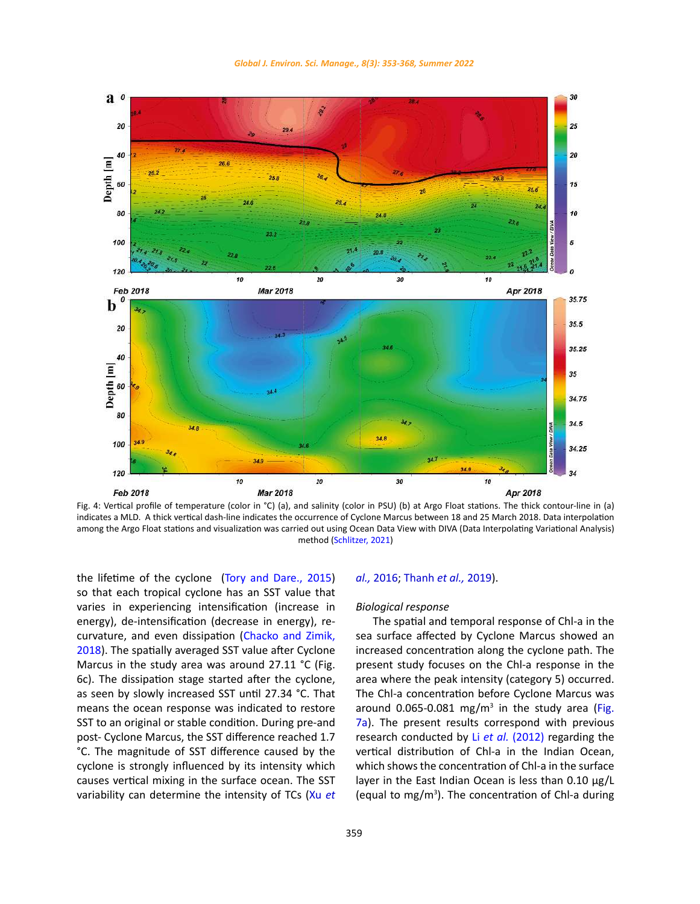Fig. 4: Vertical profile of temperature (color in °C) (a), and salinity (color in PSU) (b) at Argo Float stations. The thick contour-line in (a) indicates a MLD. A thick vertical dash-line indicates the occurrence of Cyclone Marcus between 18 and 25 March 2018. Data interpolation among the Argo Float stations and visualization was carried out using Ocean Data View with DIVA (Data Interpolating Variational Analysis) method (Schlitzer, 2021)

the lifetime of the cyclone (Tory and Dare., 2015) so that each tropical cyclone has an SST value that varies in experiencing intensification (increase in energy), de-intensification (decrease in energy), re-curvature, and even dissipation (Chacko and Zimik, 2018). The spatially averaged SST value after Cyclone Marcus in the study area was around 27.11 °C (Fig. 6c). The dissipation stage started after the cyclone, as seen by slowly increased SST until 27.34 °C. That means the ocean response was indicated to restore SST to an original or stable condition. During pre-and post- Cyclone Marcus, the SST difference reached 1.7 °C. The magnitude of SST difference caused by the cyclone is strongly influenced by its intensity which causes vertical mixing in the surface ocean. The SST variability can determine the intensity of TCs (Xu *et al.,* 2016; Thanh *et al.,* 2019).

*Biological response*

The spatial and temporal response of Chl-a in the sea surface affected by Cyclone Marcus showed an increased concentration along the cyclone path. The present study focuses on the Chl-a response in the area where the peak intensity (category 5) occurred. The Chl-a concentration before Cyclone Marcus was around 0.065-0.081 mg/m$^3$ in the study area (Fig. 7a). The present results correspond with previous research conducted by Li *et al.* (2012) regarding the vertical distribution of Chl-a in the Indian Ocean, which shows the concentration of Chl-a in the surface layer in the East Indian Ocean is less than 0.10 µg/L (equal to mg/m$^3$). The concentration of Chl-a during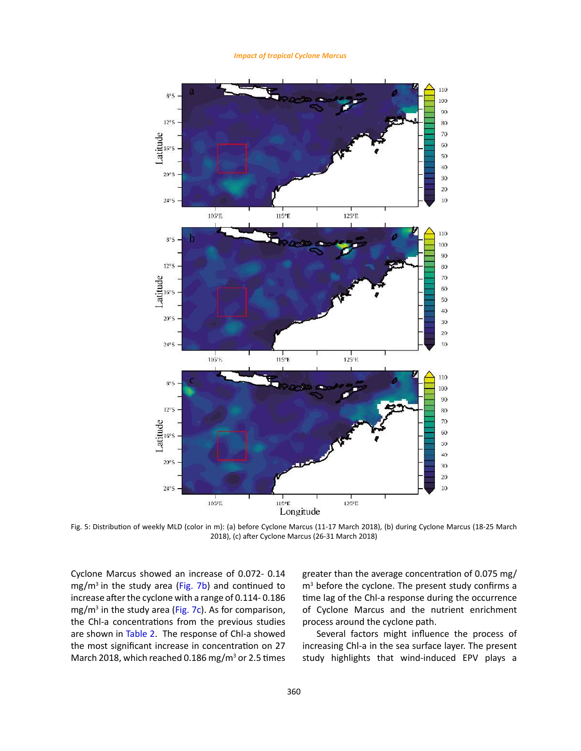Fig. 5: Distribution of weekly MLD (color in m): (a) before Cyclone Marcus (11-17 March 2018), (b) during Cyclone Marcus (18-25 March 2018), (c) after Cyclone Marcus (26-31 March 2018)

Cyclone Marcus showed an increase of 0.072- 0.14 mg/m$^3$ in the study area (Fig. 7b) and continued to increase after the cyclone with a range of 0.114- 0.186 mg/m$^3$ in the study area (Fig. 7c). As for comparison, the Chl-a concentrations from the previous studies are shown in Table 2. The response of Chl-a showed the most significant increase in concentration on 27 March 2018, which reached 0.186 mg/m$^3$ or 2.5 times greater than the average concentration of 0.075 mg/m$^3$ before the cyclone. The present study confirms a time lag of the Chl-a response during the occurrence of Cyclone Marcus and the nutrient enrichment process around the cyclone path.

Several factors might influence the process of increasing Chl-a in the sea surface layer. The present study highlights that wind-induced EPV plays a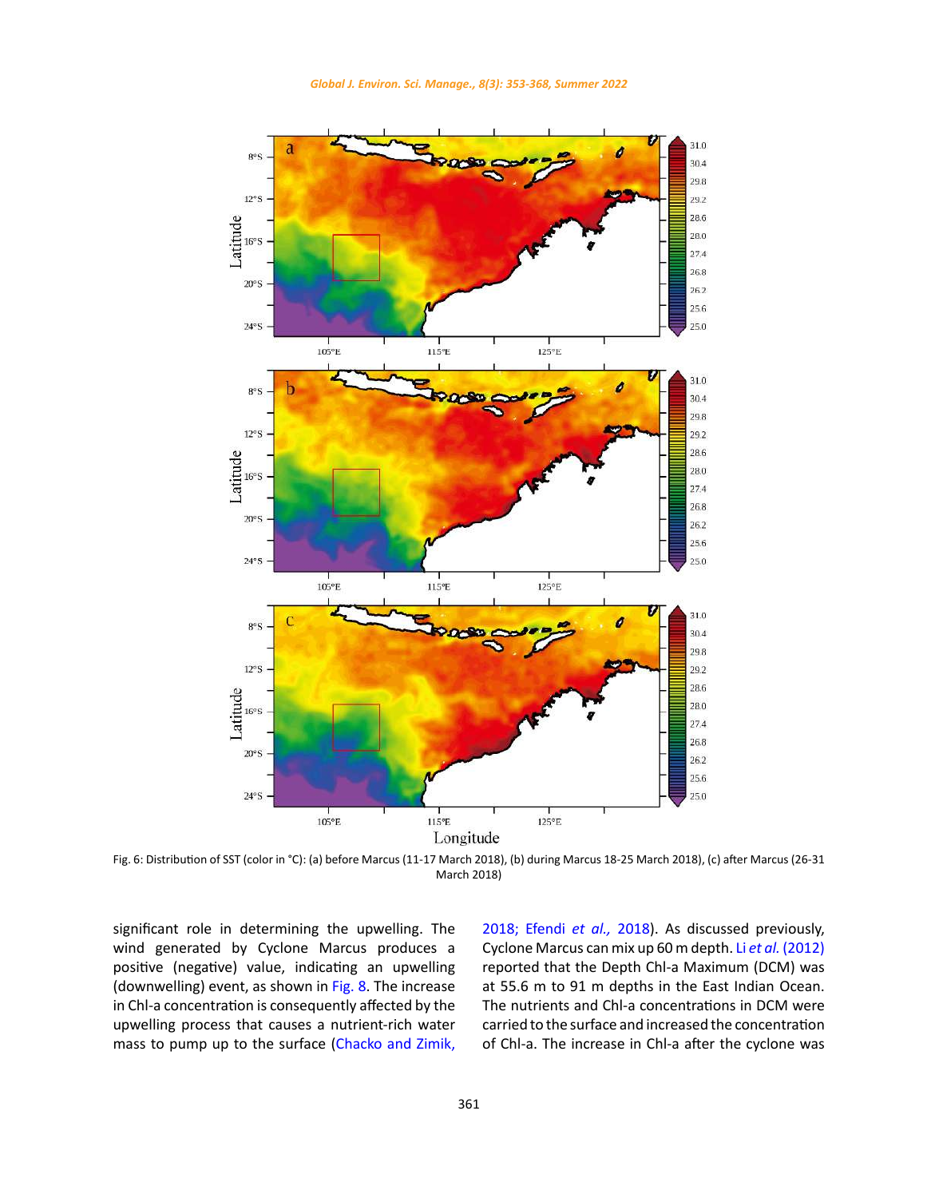Fig. 6: Distribution of SST (color in °C): (a) before Marcus (11-17 March 2018), (b) during Marcus 18-25 March 2018), (c) after Marcus (26-31 March 2018)

significant role in determining the upwelling. The wind generated by Cyclone Marcus produces a positive (negative) value, indicating an upwelling (downwelling) event, as shown in Fig. 8. The increase in Chl-a concentration is consequently affected by the upwelling process that causes a nutrient-rich water mass to pump up to the surface (Chacko and Zimik, 2018; Efendi *et al.,* 2018). As discussed previously, Cyclone Marcus can mix up 60 m depth. Li *et al.* (2012) reported that the Depth Chl-a Maximum (DCM) was at 55.6 m to 91 m depths in the East Indian Ocean. The nutrients and Chl-a concentrations in DCM were carried to the surface and increased the concentration of Chl-a. The increase in Chl-a after the cyclone was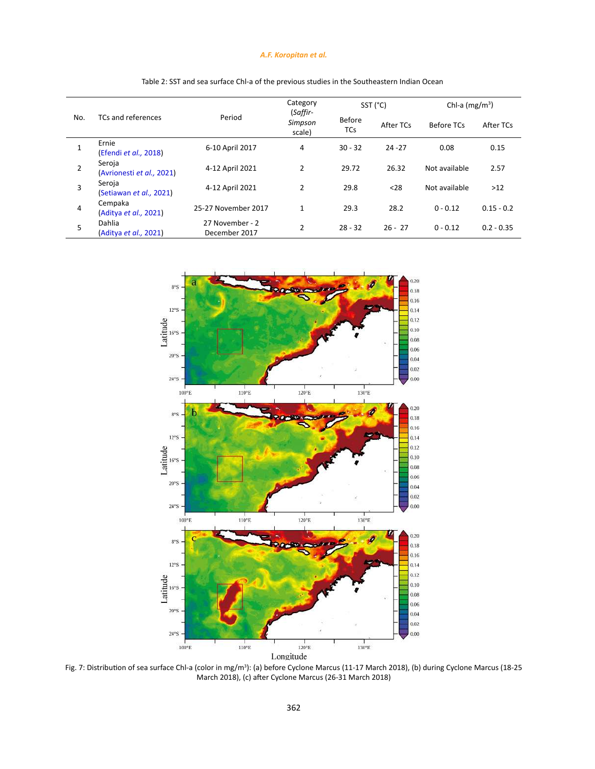Table 2: SST and sea surface Chl-a of the previous studies in the Southeastern Indian Ocean

| No. | TCs and references | Period | Category (*Saffir-Simpson* scale) | SST (°C) | | Chl-a (mg/m$^3$) | |
|---|---|---|---|---|---|---|---|
| | | | | Before TCs | After TCs | Before TCs | After TCs |
| 1 | Ernie (Efendi *et al.*, 2018) | 6-10 April 2017 | 4 | 30 - 32 | 24 -27 | 0.08 | 0.15 |
| 2 | Seroja (Avrionesti *et al.*, 2021) | 4-12 April 2021 | 2 | 29.72 | 26.32 | Not available | 2.57 |
| 3 | Seroja (Setiawan *et al.*, 2021) | 4-12 April 2021 | 2 | 29.8 | <28 | Not available | >12 |
| 4 | Cempaka (Aditya *et al.*, 2021) | 25-27 November 2017 | 1 | 29.3 | 28.2 | 0 - 0.12 | 0.15 - 0.2 |
| 5 | Dahlia (Aditya *et al.*, 2021) | 27 November - 2 December 2017 | 2 | 28 - 32 | 26 - 27 | 0 - 0.12 | 0.2 - 0.35 |

Fig. 7: Distribution of sea surface Chl-a (color in mg/m$^3$): (a) before Cyclone Marcus (11-17 March 2018), (b) during Cyclone Marcus (18-25 March 2018), (c) after Cyclone Marcus (26-31 March 2018)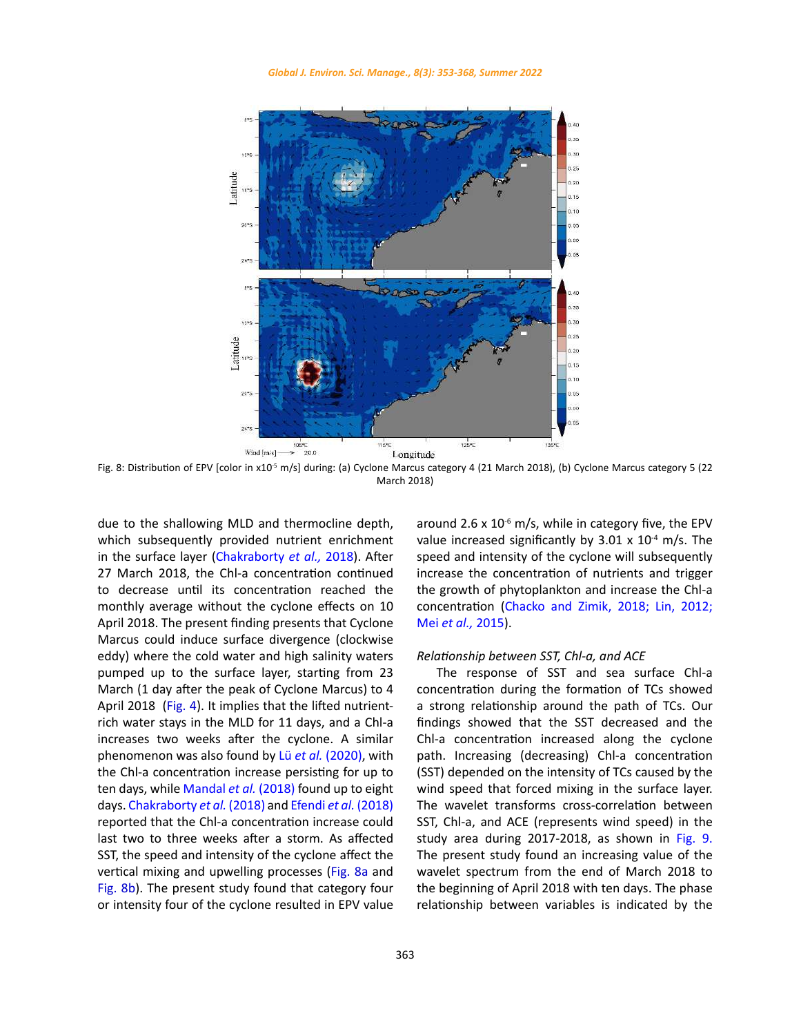Fig. 8: Distribution of EPV [color in x$10^{-5}$ m/s] during: (a) Cyclone Marcus category 4 (21 March 2018), (b) Cyclone Marcus category 5 (22 March 2018)

due to the shallowing MLD and thermocline depth, which subsequently provided nutrient enrichment in the surface layer (Chakraborty *et al.,* 2018). After 27 March 2018, the Chl-a concentration continued to decrease until its concentration reached the monthly average without the cyclone effects on 10 April 2018. The present finding presents that Cyclone Marcus could induce surface divergence (clockwise eddy) where the cold water and high salinity waters pumped up to the surface layer, starting from 23 March (1 day after the peak of Cyclone Marcus) to 4 April 2018 (Fig. 4). It implies that the lifted nutrient-rich water stays in the MLD for 11 days, and a Chl-a increases two weeks after the cyclone. A similar phenomenon was also found by Lü *et al.* (2020), with the Chl-a concentration increase persisting for up to ten days, while Mandal *et al.* (2018) found up to eight days. Chakraborty *et al.* (2018) and Efendi *et al.* (2018) reported that the Chl-a concentration increase could last two to three weeks after a storm. As affected SST, the speed and intensity of the cyclone affect the vertical mixing and upwelling processes (Fig. 8a and Fig. 8b). The present study found that category four or intensity four of the cyclone resulted in EPV value around 2.6 x $10^{-6}$ m/s, while in category five, the EPV value increased significantly by 3.01 x $10^{-4}$ m/s. The speed and intensity of the cyclone will subsequently increase the concentration of nutrients and trigger the growth of phytoplankton and increase the Chl-a concentration (Chacko and Zimik, 2018; Lin, 2012; Mei *et al.,* 2015).

*Relationship between SST, Chl-a, and ACE*

The response of SST and sea surface Chl-a concentration during the formation of TCs showed a strong relationship around the path of TCs. Our findings showed that the SST decreased and the Chl-a concentration increased along the cyclone path. Increasing (decreasing) Chl-a concentration (SST) depended on the intensity of TCs caused by the wind speed that forced mixing in the surface layer. The wavelet transforms cross-correlation between SST, Chl-a, and ACE (represents wind speed) in the study area during 2017-2018, as shown in Fig. 9. The present study found an increasing value of the wavelet spectrum from the end of March 2018 to the beginning of April 2018 with ten days. The phase relationship between variables is indicated by the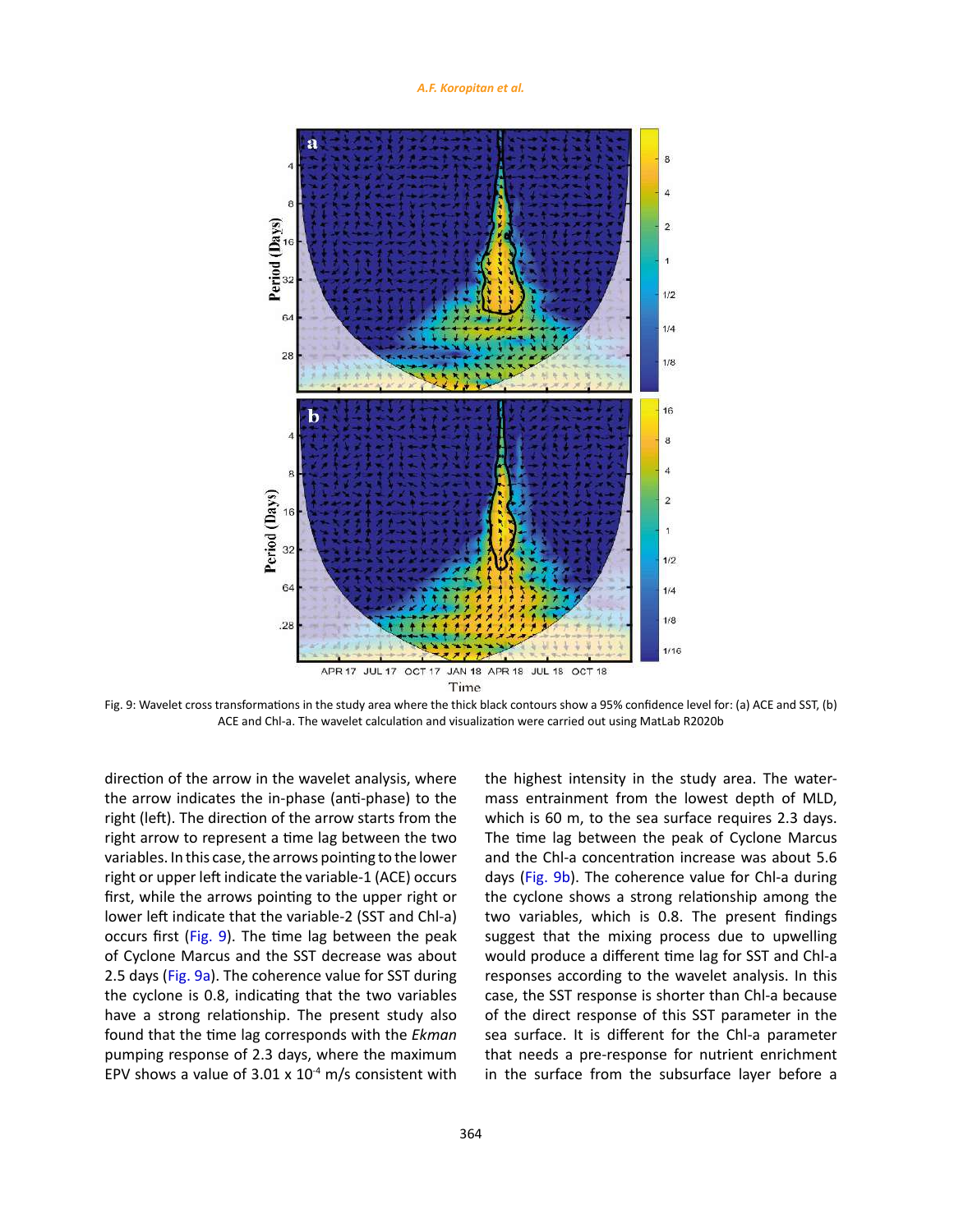Fig. 9: Wavelet cross transformations in the study area where the thick black contours show a 95% confidence level for: (a) ACE and SST, (b) ACE and Chl-a. The wavelet calculation and visualization were carried out using MatLab R2020b

direction of the arrow in the wavelet analysis, where the arrow indicates the in-phase (anti-phase) to the right (left). The direction of the arrow starts from the right arrow to represent a time lag between the two variables. In this case, the arrows pointing to the lower right or upper left indicate the variable-1 (ACE) occurs first, while the arrows pointing to the upper right or lower left indicate that the variable-2 (SST and Chl-a) occurs first (Fig. 9). The time lag between the peak of Cyclone Marcus and the SST decrease was about 2.5 days (Fig. 9a). The coherence value for SST during the cyclone is 0.8, indicating that the two variables have a strong relationship. The present study also found that the time lag corresponds with the *Ekman* pumping response of 2.3 days, where the maximum EPV shows a value of $3.01 \times 10^{-4}$ m/s consistent with the highest intensity in the study area. The water-mass entrainment from the lowest depth of MLD, which is 60 m, to the sea surface requires 2.3 days. The time lag between the peak of Cyclone Marcus and the Chl-a concentration increase was about 5.6 days (Fig. 9b). The coherence value for Chl-a during the cyclone shows a strong relationship among the two variables, which is 0.8. The present findings suggest that the mixing process due to upwelling would produce a different time lag for SST and Chl-a responses according to the wavelet analysis. In this case, the SST response is shorter than Chl-a because of the direct response of this SST parameter in the sea surface. It is different for the Chl-a parameter that needs a pre-response for nutrient enrichment in the surface from the subsurface layer before a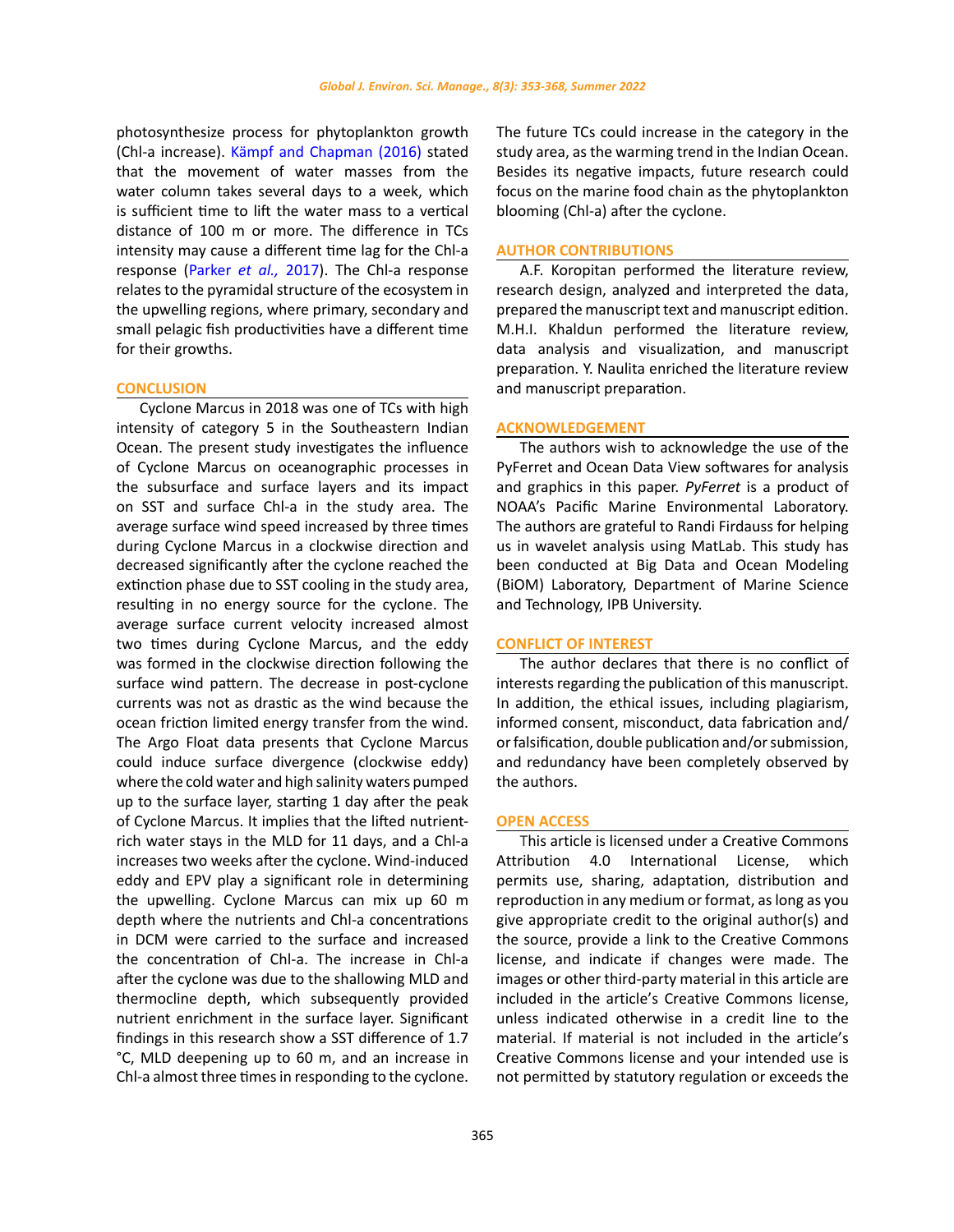photosynthesize process for phytoplankton growth (Chl-a increase). Kämpf and Chapman (2016) stated that the movement of water masses from the water column takes several days to a week, which is sufficient time to lift the water mass to a vertical distance of 100 m or more. The difference in TCs intensity may cause a different time lag for the Chl-a response (Parker *et al.,* 2017). The Chl-a response relates to the pyramidal structure of the ecosystem in the upwelling regions, where primary, secondary and small pelagic fish productivities have a different time for their growths.

## CONCLUSION

Cyclone Marcus in 2018 was one of TCs with high intensity of category 5 in the Southeastern Indian Ocean. The present study investigates the influence of Cyclone Marcus on oceanographic processes in the subsurface and surface layers and its impact on SST and surface Chl-a in the study area. The average surface wind speed increased by three times during Cyclone Marcus in a clockwise direction and decreased significantly after the cyclone reached the extinction phase due to SST cooling in the study area, resulting in no energy source for the cyclone. The average surface current velocity increased almost two times during Cyclone Marcus, and the eddy was formed in the clockwise direction following the surface wind pattern. The decrease in post-cyclone currents was not as drastic as the wind because the ocean friction limited energy transfer from the wind. The Argo Float data presents that Cyclone Marcus could induce surface divergence (clockwise eddy) where the cold water and high salinity waters pumped up to the surface layer, starting 1 day after the peak of Cyclone Marcus. It implies that the lifted nutrient-rich water stays in the MLD for 11 days, and a Chl-a increases two weeks after the cyclone. Wind-induced eddy and EPV play a significant role in determining the upwelling. Cyclone Marcus can mix up 60 m depth where the nutrients and Chl-a concentrations in DCM were carried to the surface and increased the concentration of Chl-a. The increase in Chl-a after the cyclone was due to the shallowing MLD and thermocline depth, which subsequently provided nutrient enrichment in the surface layer. Significant findings in this research show a SST difference of 1.7 °C, MLD deepening up to 60 m, and an increase in Chl-a almost three times in responding to the cyclone. The future TCs could increase in the category in the study area, as the warming trend in the Indian Ocean. Besides its negative impacts, future research could focus on the marine food chain as the phytoplankton blooming (Chl-a) after the cyclone.

## AUTHOR CONTRIBUTIONS

A.F. Koropitan performed the literature review, research design, analyzed and interpreted the data, prepared the manuscript text and manuscript edition. M.H.I. Khaldun performed the literature review, data analysis and visualization, and manuscript preparation. Y. Naulita enriched the literature review and manuscript preparation.

## ACKNOWLEDGEMENT

The authors wish to acknowledge the use of the PyFerret and Ocean Data View softwares for analysis and graphics in this paper. *PyFerret* is a product of NOAA's Pacific Marine Environmental Laboratory. The authors are grateful to Randi Firdauss for helping us in wavelet analysis using MatLab. This study has been conducted at Big Data and Ocean Modeling (BiOM) Laboratory, Department of Marine Science and Technology, IPB University.

## CONFLICT OF INTEREST

The author declares that there is no conflict of interests regarding the publication of this manuscript. In addition, the ethical issues, including plagiarism, informed consent, misconduct, data fabrication and/or falsification, double publication and/or submission, and redundancy have been completely observed by the authors.

## OPEN ACCESS

This article is licensed under a Creative Commons Attribution 4.0 International License, which permits use, sharing, adaptation, distribution and reproduction in any medium or format, as long as you give appropriate credit to the original author(s) and the source, provide a link to the Creative Commons license, and indicate if changes were made. The images or other third-party material in this article are included in the article's Creative Commons license, unless indicated otherwise in a credit line to the material. If material is not included in the article's Creative Commons license and your intended use is not permitted by statutory regulation or exceeds the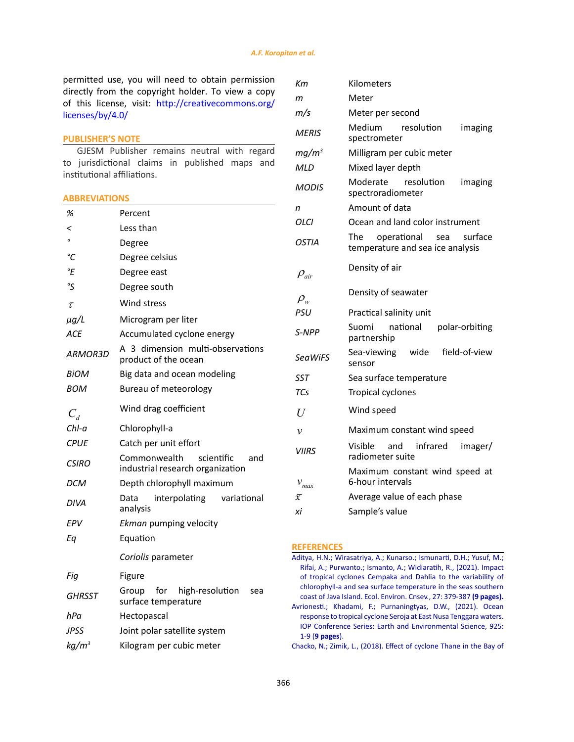permitted use, you will need to obtain permission directly from the copyright holder. To view a copy of this license, visit: http://creativecommons.org/licenses/by/4.0/

## PUBLISHER'S NOTE

GJESM Publisher remains neutral with regard to jurisdictional claims in published maps and institutional affiliations.

## ABBREVIATIONS

| | |
|---|---|
| % | Percent |
| < | Less than |
| ° | Degree |
| °C | Degree celsius |
| °E | Degree east |
| °S | Degree south |
| $\tau$ | Wind stress |
| µg/L | Microgram per liter |
| ACE | Accumulated cyclone energy |
| ARMOR3D | A 3 dimension multi-observations product of the ocean |
| BiOM | Big data and ocean modeling |
| BOM | Bureau of meteorology |
| $C_d$ | Wind drag coefficient |
| Chl-a | Chlorophyll-a |
| CPUE | Catch per unit effort |
| CSIRO | Commonwealth scientific and industrial research organization |
| DCM | Depth chlorophyll maximum |
| DIVA | Data interpolating variational analysis |
| EPV | *Ekman* pumping velocity |
| Eq | Equation |
| | *Coriolis* parameter |
| Fig | Figure |
| GHRSST | Group for high-resolution sea surface temperature |
| hPa | Hectopascal |
| JPSS | Joint polar satellite system |
| $kg/m^3$ | Kilogram per cubic meter |
| Km | Kilometers |
| m | Meter |
| m/s | Meter per second |
| MERIS | Medium resolution imaging spectrometer |
| $mg/m^3$ | Milligram per cubic meter |
| MLD | Mixed layer depth |
| MODIS | Moderate resolution imaging spectroradiometer |
| n | Amount of data |
| OLCI | Ocean and land color instrument |
| OSTIA | The operational sea surface temperature and sea ice analysis |
| $\rho_{air}$ | Density of air |
| $\rho_w$ | Density of seawater |
| PSU | Practical salinity unit |
| S-NPP | Suomi national polar-orbiting partnership |
| SeaWiFS | Sea-viewing wide field-of-view sensor |
| SST | Sea surface temperature |
| TCs | Tropical cyclones |
| $U$ | Wind speed |
| $v$ | Maximum constant wind speed |
| VIIRS | Visible and infrared imager/ radiometer suite |
| $v_{max}$ | Maximum constant wind speed at 6-hour intervals |
| $\bar{x}$ | Average value of each phase |
| xi | Sample's value |

## REFERENCES

Aditya, H.N.; Wirasatriya, A.; Kunarso.; Ismunarti, D.H.; Yusuf, M.; Rifai, A.; Purwanto.; Ismanto, A.; Widiaratih, R., (2021). Impact of tropical cyclones Cempaka and Dahlia to the variability of chlorophyll-a and sea surface temperature in the seas southern coast of Java Island. Ecol. Environ. Cnsev., 27: 379-387 **(9 pages).**

Avrionesti.; Khadami, F.; Purnaningtyas, D.W., (2021). Ocean response to tropical cyclone Seroja at East Nusa Tenggara waters. IOP Conference Series: Earth and Environmental Science, 925: 1-9 (**9 pages**).

Chacko, N.; Zimik, L., (2018). Effect of cyclone Thane in the Bay of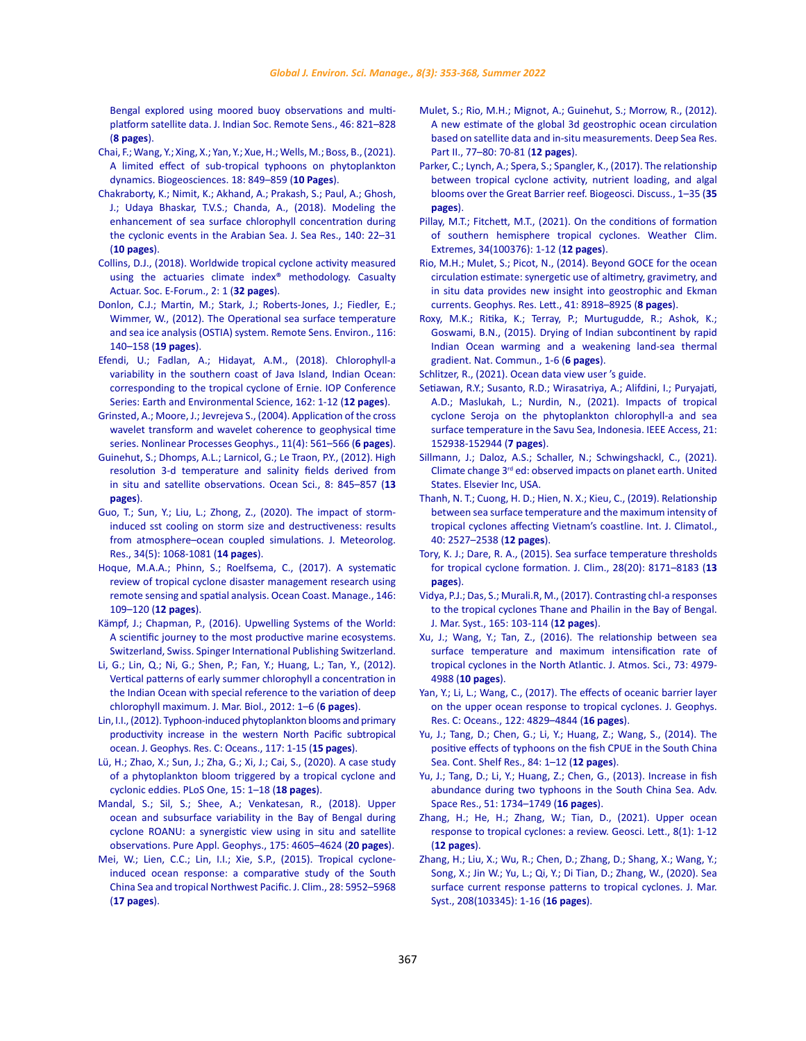Bengal explored using moored buoy observations and multi-platform satellite data. J. Indian Soc. Remote Sens., 46: 821–828 (**8 pages**).

Chai, F.; Wang, Y.; Xing, X.; Yan, Y.; Xue, H.; Wells, M.; Boss, B., (2021). A limited effect of sub-tropical typhoons on phytoplankton dynamics. Biogeosciences. 18: 849–859 (**10 Pages**).

Chakraborty, K.; Nimit, K.; Akhand, A.; Prakash, S.; Paul, A.; Ghosh, J.; Udaya Bhaskar, T.V.S.; Chanda, A., (2018). Modeling the enhancement of sea surface chlorophyll concentration during the cyclonic events in the Arabian Sea. J. Sea Res., 140: 22–31 (**10 pages**).

Collins, D.J., (2018). Worldwide tropical cyclone activity measured using the actuaries climate index® methodology. Casualty Actuar. Soc. E-Forum., 2: 1 (**32 pages**).

Donlon, C.J.; Martin, M.; Stark, J.; Roberts-Jones, J.; Fiedler, E.; Wimmer, W., (2012). The Operational sea surface temperature and sea ice analysis (OSTIA) system. Remote Sens. Environ., 116: 140–158 (**19 pages**).

Efendi, U.; Fadlan, A.; Hidayat, A.M., (2018). Chlorophyll-a variability in the southern coast of Java Island, Indian Ocean: corresponding to the tropical cyclone of Ernie. IOP Conference Series: Earth and Environmental Science, 162: 1-12 (**12 pages**).

Grinsted, A.; Moore, J.; Jevrejeva S., (2004). Application of the cross wavelet transform and wavelet coherence to geophysical time series. Nonlinear Processes Geophys., 11(4): 561–566 (**6 pages**).

Guinehut, S.; Dhomps, A.L.; Larnicol, G.; Le Traon, P.Y., (2012). High resolution 3-d temperature and salinity fields derived from in situ and satellite observations. Ocean Sci., 8: 845–857 (**13 pages**).

Guo, T.; Sun, Y.; Liu, L.; Zhong, Z., (2020). The impact of storm-induced sst cooling on storm size and destructiveness: results from atmosphere–ocean coupled simulations. J. Meteorolog. Res., 34(5): 1068-1081 (**14 pages**).

Hoque, M.A.A.; Phinn, S.; Roelfsema, C., (2017). A systematic review of tropical cyclone disaster management research using remote sensing and spatial analysis. Ocean Coast. Manage., 146: 109–120 (**12 pages**).

Kämpf, J.; Chapman, P., (2016). Upwelling Systems of the World: A scientific journey to the most productive marine ecosystems. Switzerland, Swiss. Spinger International Publishing Switzerland.

Li, G.; Lin, Q.; Ni, G.; Shen, P.; Fan, Y.; Huang, L.; Tan, Y., (2012). Vertical patterns of early summer chlorophyll a concentration in the Indian Ocean with special reference to the variation of deep chlorophyll maximum. J. Mar. Biol., 2012: 1–6 (**6 pages**).

Lin, I.I., (2012). Typhoon-induced phytoplankton blooms and primary productivity increase in the western North Pacific subtropical ocean. J. Geophys. Res. C: Oceans., 117: 1-15 (**15 pages**).

Lü, H.; Zhao, X.; Sun, J.; Zha, G.; Xi, J.; Cai, S., (2020). A case study of a phytoplankton bloom triggered by a tropical cyclone and cyclonic eddies. PLoS One, 15: 1–18 (**18 pages**).

Mandal, S.; Sil, S.; Shee, A.; Venkatesan, R., (2018). Upper ocean and subsurface variability in the Bay of Bengal during cyclone ROANU: a synergistic view using in situ and satellite observations. Pure Appl. Geophys., 175: 4605–4624 (**20 pages**).

Mei, W.; Lien, C.C.; Lin, I.I.; Xie, S.P., (2015). Tropical cyclone-induced ocean response: a comparative study of the South China Sea and tropical Northwest Pacific. J. Clim., 28: 5952–5968 (**17 pages**).

Mulet, S.; Rio, M.H.; Mignot, A.; Guinehut, S.; Morrow, R., (2012). A new estimate of the global 3d geostrophic ocean circulation based on satellite data and in-situ measurements. Deep Sea Res. Part II., 77–80: 70-81 (**12 pages**).

Parker, C.; Lynch, A.; Spera, S.; Spangler, K., (2017). The relationship between tropical cyclone activity, nutrient loading, and algal blooms over the Great Barrier reef. Biogeosci. Discuss., 1–35 (**35 pages**).

Pillay, M.T.; Fitchett, M.T., (2021). On the conditions of formation of southern hemisphere tropical cyclones. Weather Clim. Extremes, 34(100376): 1-12 (**12 pages**).

Rio, M.H.; Mulet, S.; Picot, N., (2014). Beyond GOCE for the ocean circulation estimate: synergetic use of altimetry, gravimetry, and in situ data provides new insight into geostrophic and Ekman currents. Geophys. Res. Lett., 41: 8918–8925 (**8 pages**).

Roxy, M.K.; Ritika, K.; Terray, P.; Murtugudde, R.; Ashok, K.; Goswami, B.N., (2015). Drying of Indian subcontinent by rapid Indian Ocean warming and a weakening land-sea thermal gradient. Nat. Commun., 1-6 (**6 pages**).

Schlitzer, R., (2021). Ocean data view user 's guide.

Setiawan, R.Y.; Susanto, R.D.; Wirasatriya, A.; Alifdini, I.; Puryajati, A.D.; Maslukah, L.; Nurdin, N., (2021). Impacts of tropical cyclone Seroja on the phytoplankton chlorophyll-a and sea surface temperature in the Savu Sea, Indonesia. IEEE Access, 21: 152938-152944 (**7 pages**).

Sillmann, J.; Daloz, A.S.; Schaller, N.; Schwingshackl, C., (2021). Climate change 3rd ed: observed impacts on planet earth. United States. Elsevier Inc, USA.

Thanh, N. T.; Cuong, H. D.; Hien, N. X.; Kieu, C., (2019). Relationship between sea surface temperature and the maximum intensity of tropical cyclones affecting Vietnam's coastline. Int. J. Climatol., 40: 2527–2538 (**12 pages**).

Tory, K. J.; Dare, R. A., (2015). Sea surface temperature thresholds for tropical cyclone formation. J. Clim., 28(20): 8171–8183 (**13 pages**).

Vidya, P.J.; Das, S.; Murali.R, M., (2017). Contrasting chl-a responses to the tropical cyclones Thane and Phailin in the Bay of Bengal. J. Mar. Syst., 165: 103-114 (**12 pages**).

Xu, J.; Wang, Y.; Tan, Z., (2016). The relationship between sea surface temperature and maximum intensification rate of tropical cyclones in the North Atlantic. J. Atmos. Sci., 73: 4979-4988 (**10 pages**).

Yan, Y.; Li, L.; Wang, C., (2017). The effects of oceanic barrier layer on the upper ocean response to tropical cyclones. J. Geophys. Res. C: Oceans., 122: 4829–4844 (**16 pages**).

Yu, J.; Tang, D.; Chen, G.; Li, Y.; Huang, Z.; Wang, S., (2014). The positive effects of typhoons on the fish CPUE in the South China Sea. Cont. Shelf Res., 84: 1–12 (**12 pages**).

Yu, J.; Tang, D.; Li, Y.; Huang, Z.; Chen, G., (2013). Increase in fish abundance during two typhoons in the South China Sea. Adv. Space Res., 51: 1734–1749 (**16 pages**).

Zhang, H.; He, H.; Zhang, W.; Tian, D., (2021). Upper ocean response to tropical cyclones: a review. Geosci. Lett., 8(1): 1-12 (**12 pages**).

Zhang, H.; Liu, X.; Wu, R.; Chen, D.; Zhang, D.; Shang, X.; Wang, Y.; Song, X.; Jin W.; Yu, L.; Qi, Y.; Di Tian, D.; Zhang, W., (2020). Sea surface current response patterns to tropical cyclones. J. Mar. Syst., 208(103345): 1-16 (**16 pages**).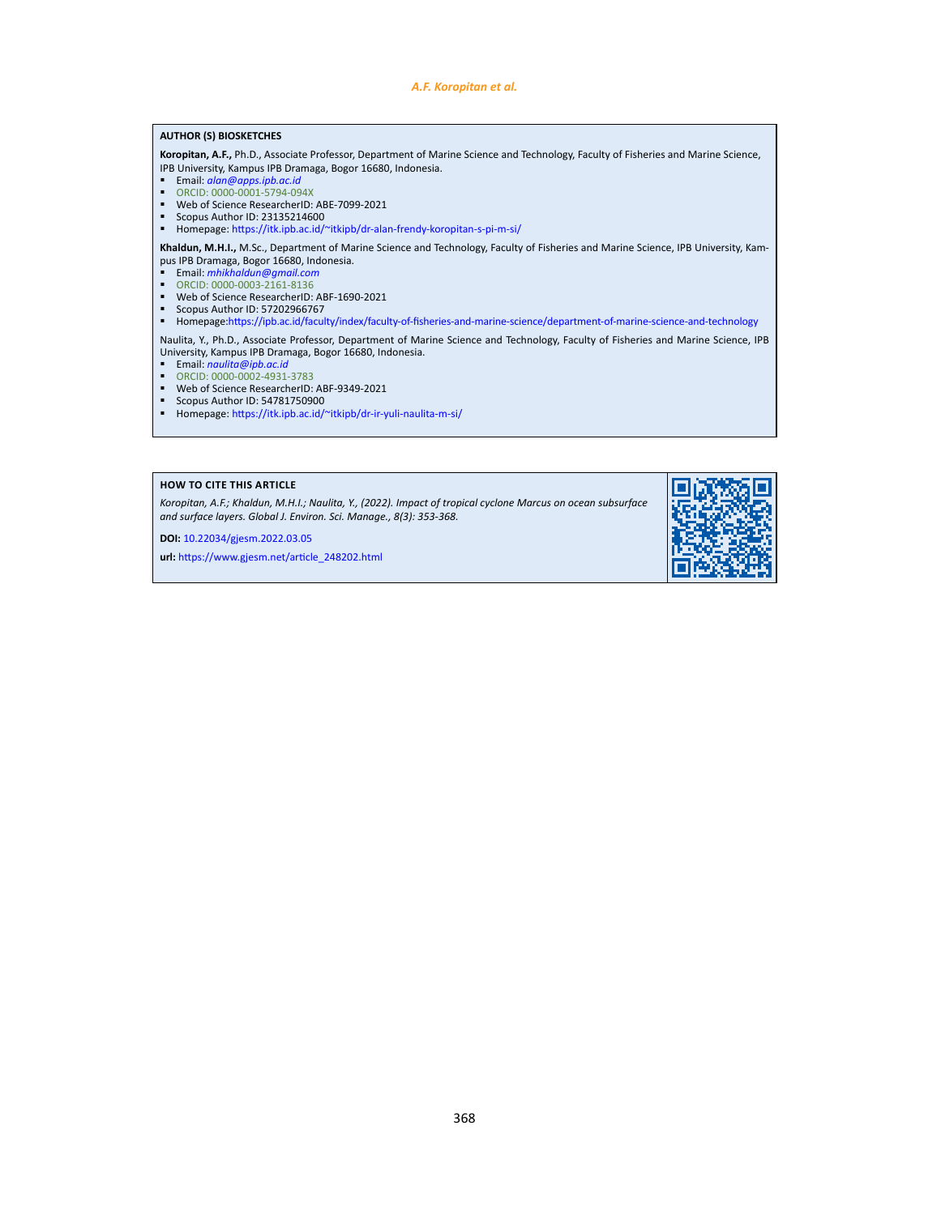**AUTHOR (S) BIOSKETCHES**

**Koropitan, A.F.,** Ph.D., Associate Professor, Department of Marine Science and Technology, Faculty of Fisheries and Marine Science, IPB University, Kampus IPB Dramaga, Bogor 16680, Indonesia.

- Email: *alan@apps.ipb.ac.id*
- ORCID: 0000-0001-5794-094X
- Web of Science ResearcherID: ABE-7099-2021
- Scopus Author ID: 23135214600
- Homepage: https://itk.ipb.ac.id/~itkipb/dr-alan-frendy-koropitan-s-pi-m-si/

**Khaldun, M.H.I.,** M.Sc., Department of Marine Science and Technology, Faculty of Fisheries and Marine Science, IPB University, Kampus IPB Dramaga, Bogor 16680, Indonesia.

- Email: *mhikhaldun@gmail.com*
- ORCID: 0000-0003-2161-8136
- Web of Science ResearcherID: ABF-1690-2021
- Scopus Author ID: 57202966767
- Homepage:https://ipb.ac.id/faculty/index/faculty-of-fisheries-and-marine-science/department-of-marine-science-and-technology

Naulita, Y., Ph.D., Associate Professor, Department of Marine Science and Technology, Faculty of Fisheries and Marine Science, IPB University, Kampus IPB Dramaga, Bogor 16680, Indonesia.

- Email: *naulita@ipb.ac.id*
- ORCID: 0000-0002-4931-3783
- Web of Science ResearcherID: ABF-9349-2021
- Scopus Author ID: 54781750900
- Homepage: https://itk.ipb.ac.id/~itkipb/dr-ir-yuli-naulita-m-si/

**HOW TO CITE THIS ARTICLE**

*Koropitan, A.F.; Khaldun, M.H.I.; Naulita, Y., (2022). Impact of tropical cyclone Marcus on ocean subsurface and surface layers. Global J. Environ. Sci. Manage., 8(3): 353-368.*

**DOI:** 10.22034/gjesm.2022.03.05

**url:** https://www.gjesm.net/article_248202.html